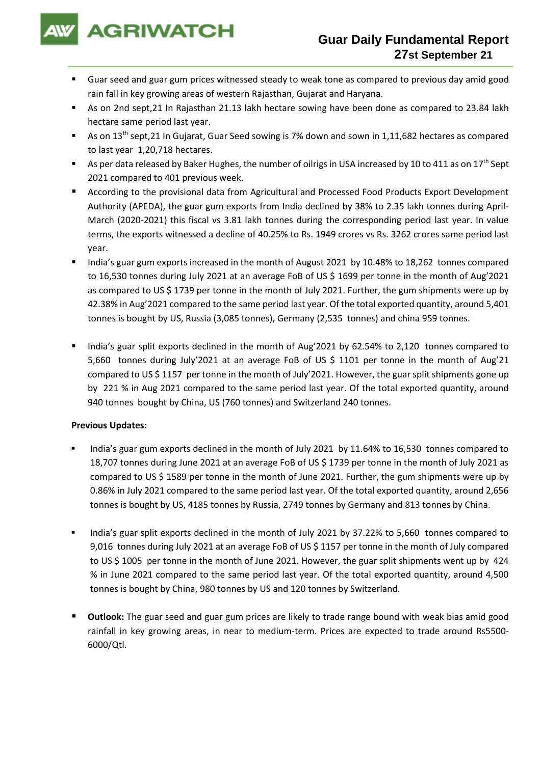# Guar Daily Fundamental Report

## 27st September 21

- Guar seed and guar gum prices witnessed steady to weak tone as compared to previous day amid good rain fall in key growing areas of western Rajasthan, Gujarat and Haryana.
- As on 2nd sept,21 In Rajasthan 21.13 lakh hectare sowing have been done as compared to 23.84 lakh hectare same period last year.
- As on 13th sept,21 In Gujarat, Guar Seed sowing is 7% down and sown in 1,11,682 hectares as compared to last year 1,20,718 hectares.
- As per data released by Baker Hughes, the number of oilrigs in USA increased by 10 to 411 as on 17th Sept 2021 compared to 401 previous week.
- According to the provisional data from Agricultural and Processed Food Products Export Development Authority (APEDA), the guar gum exports from India declined by 38% to 2.35 lakh tonnes during April-March (2020-2021) this fiscal vs 3.81 lakh tonnes during the corresponding period last year. In value terms, the exports witnessed a decline of 40.25% to Rs. 1949 crores vs Rs. 3262 crores same period last year.
- India's guar gum exports increased in the month of August 2021 by 10.48% to 18,262 tonnes compared to 16,530 tonnes during July 2021 at an average FoB of US $ 1699 per tonne in the month of Aug'2021 as compared to US $ 1739 per tonne in the month of July 2021. Further, the gum shipments were up by 42.38% in Aug'2021 compared to the same period last year. Of the total exported quantity, around 5,401 tonnes is bought by US, Russia (3,085 tonnes), Germany (2,535 tonnes) and china 959 tonnes.
- India's guar split exports declined in the month of Aug'2021 by 62.54% to 2,120 tonnes compared to 5,660 tonnes during July'2021 at an average FoB of US $ 1101 per tonne in the month of Aug'21 compared to US $ 1157 per tonne in the month of July'2021. However, the guar split shipments gone up by 221 % in Aug 2021 compared to the same period last year. Of the total exported quantity, around 940 tonnes bought by China, US (760 tonnes) and Switzerland 240 tonnes.

**Previous Updates:**

- India's guar gum exports declined in the month of July 2021 by 11.64% to 16,530 tonnes compared to 18,707 tonnes during June 2021 at an average FoB of US $ 1739 per tonne in the month of July 2021 as compared to US $ 1589 per tonne in the month of June 2021. Further, the gum shipments were up by 0.86% in July 2021 compared to the same period last year. Of the total exported quantity, around 2,656 tonnes is bought by US, 4185 tonnes by Russia, 2749 tonnes by Germany and 813 tonnes by China.
- India's guar split exports declined in the month of July 2021 by 37.22% to 5,660 tonnes compared to 9,016 tonnes during July 2021 at an average FoB of US $ 1157 per tonne in the month of July compared to US $ 1005 per tonne in the month of June 2021. However, the guar split shipments went up by 424 % in June 2021 compared to the same period last year. Of the total exported quantity, around 4,500 tonnes is bought by China, 980 tonnes by US and 120 tonnes by Switzerland.
- **Outlook:** The guar seed and guar gum prices are likely to trade range bound with weak bias amid good rainfall in key growing areas, in near to medium-term. Prices are expected to trade around Rs5500-6000/Qtl.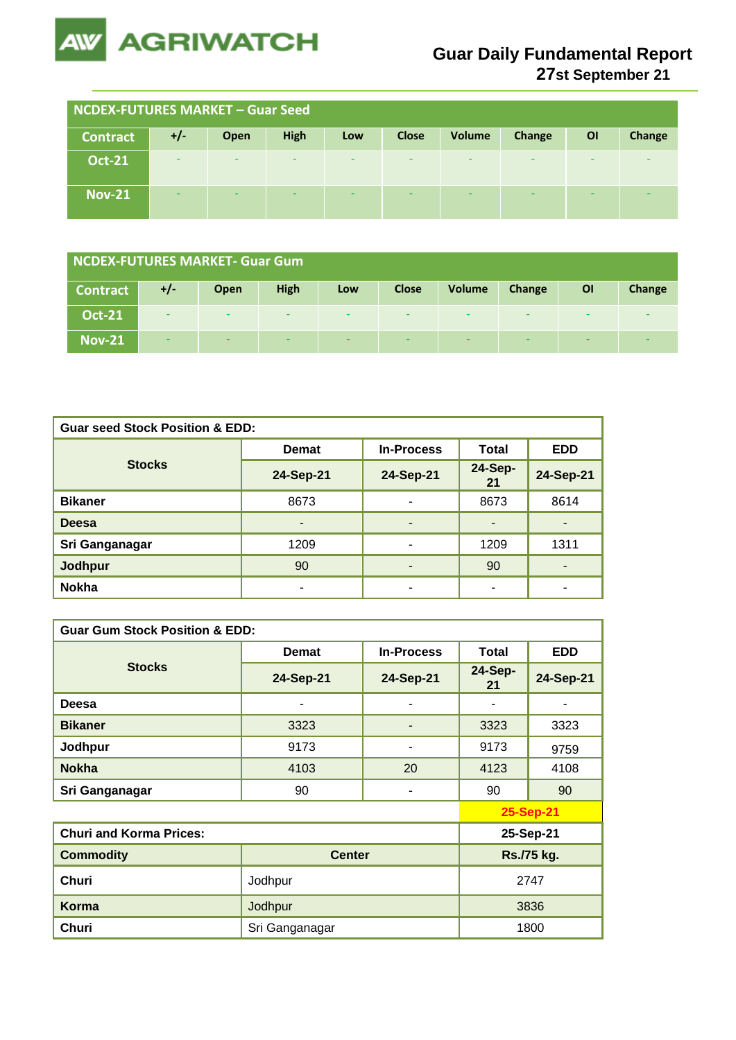# Guar Daily Fundamental Report
**27st September 21**

## NCDEX-FUTURES MARKET – Guar Seed

| Contract | +/- | Open | High | Low | Close | Volume | Change | OI | Change |
|---|---|---|---|---|---|---|---|---|---|
| Oct-21 | - | - | - | - | - | - | - | - | - |
| Nov-21 | - | - | - | - | - | - | - | - | - |

## NCDEX-FUTURES MARKET- Guar Gum

| Contract | +/- | Open | High | Low | Close | Volume | Change | OI | Change |
|---|---|---|---|---|---|---|---|---|---|
| Oct-21 | - | - | - | - | - | - | - | - | - |
| Nov-21 | - | - | - | - | - | - | - | - | - |

**Guar seed Stock Position & EDD:**

| Stocks | Demat | In-Process | Total | EDD |
|---|---|---|---|---|
| | 24-Sep-21 | 24-Sep-21 | 24-Sep-21 | 24-Sep-21 |
| Bikaner | 8673 | - | 8673 | 8614 |
| Deesa | - | - | - | - |
| Sri Ganganagar | 1209 | - | 1209 | 1311 |
| Jodhpur | 90 | - | 90 | - |
| Nokha | - | - | - | - |

**Guar Gum Stock Position & EDD:**

| Stocks | Demat | In-Process | Total | EDD |
|---|---|---|---|---|
| | 24-Sep-21 | 24-Sep-21 | 24-Sep-21 | 24-Sep-21 |
| Deesa | - | - | - | - |
| Bikaner | 3323 | - | 3323 | 3323 |
| Jodhpur | 9173 | - | 9173 | 9759 |
| Nokha | 4103 | 20 | 4123 | 4108 |
| Sri Ganganagar | 90 | - | 90 | 90 |

**25-Sep-21**

**Churi and Korma Prices:**

| Commodity | Center | Rs./75 kg. (25-Sep-21) |
|---|---|---|
| Churi | Jodhpur | 2747 |
| Korma | Jodhpur | 3836 |
| Churi | Sri Ganganagar | 1800 |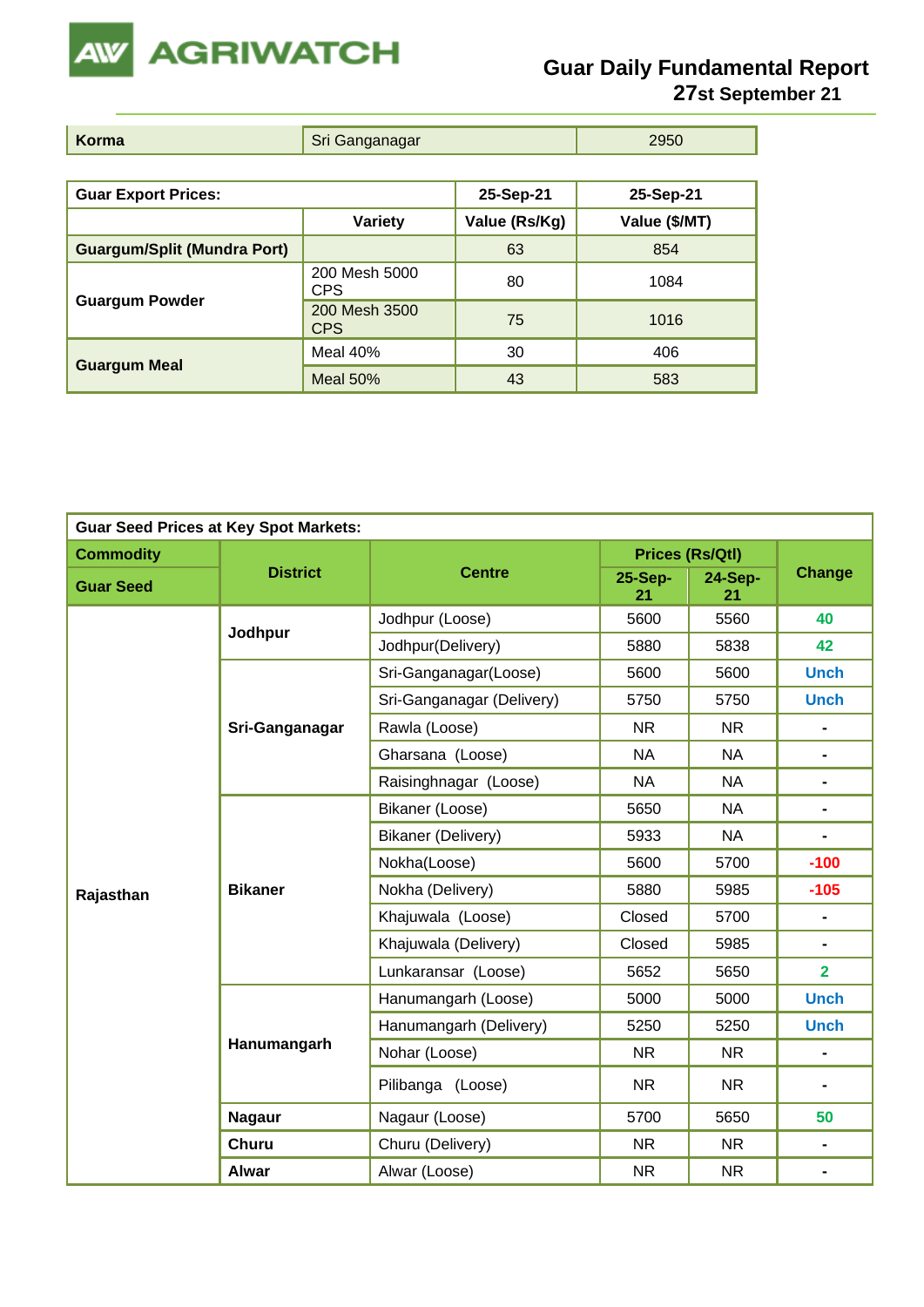| Korma | Sri Ganganagar | 2950 |
|---|---|---|

| Guar Export Prices: | | 25-Sep-21 | 25-Sep-21 |
|---|---|---|---|
| | **Variety** | **Value (Rs/Kg)** | **Value ($/MT)** |
| **Guargum/Split (Mundra Port)** | | 63 | 854 |
| **Guargum Powder** | 200 Mesh 5000 CPS | 80 | 1084 |
| | 200 Mesh 3500 CPS | 75 | 1016 |
| **Guargum Meal** | Meal 40% | 30 | 406 |
| | Meal 50% | 43 | 583 |

**Guar Seed Prices at Key Spot Markets:**

| Commodity / Guar Seed | District | Centre | Prices (Rs/Qtl) 25-Sep-21 | Prices (Rs/Qtl) 24-Sep-21 | Change |
|---|---|---|---|---|---|
| **Rajasthan** | **Jodhpur** | Jodhpur (Loose) | 5600 | 5560 | 40 |
| | | Jodhpur(Delivery) | 5880 | 5838 | 42 |
| | **Sri-Ganganagar** | Sri-Ganganagar(Loose) | 5600 | 5600 | Unch |
| | | Sri-Ganganagar (Delivery) | 5750 | 5750 | Unch |
| | | Rawla (Loose) | NR | NR | - |
| | | Gharsana (Loose) | NA | NA | - |
| | | Raisinghnagar (Loose) | NA | NA | - |
| | **Bikaner** | Bikaner (Loose) | 5650 | NA | - |
| | | Bikaner (Delivery) | 5933 | NA | - |
| | | Nokha(Loose) | 5600 | 5700 | -100 |
| | | Nokha (Delivery) | 5880 | 5985 | -105 |
| | | Khajuwala (Loose) | Closed | 5700 | - |
| | | Khajuwala (Delivery) | Closed | 5985 | - |
| | | Lunkaransar (Loose) | 5652 | 5650 | 2 |
| | **Hanumangarh** | Hanumangarh (Loose) | 5000 | 5000 | Unch |
| | | Hanumangarh (Delivery) | 5250 | 5250 | Unch |
| | | Nohar (Loose) | NR | NR | - |
| | | Pilibanga (Loose) | NR | NR | - |
| | **Nagaur** | Nagaur (Loose) | 5700 | 5650 | 50 |
| | **Churu** | Churu (Delivery) | NR | NR | - |
| | **Alwar** | Alwar (Loose) | NR | NR | - |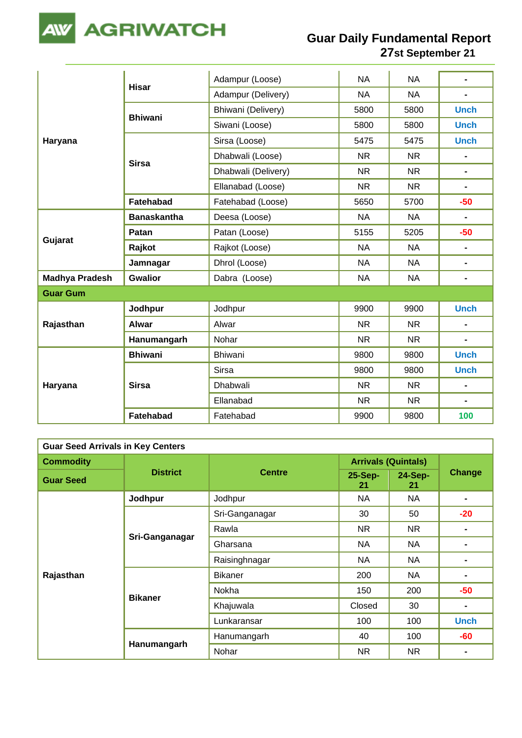| | | | | | |
|---|---|---|---|---|---|
| Haryana | Hisar | Adampur (Loose) | NA | NA | - |
| | | Adampur (Delivery) | NA | NA | - |
| | Bhiwani | Bhiwani (Delivery) | 5800 | 5800 | Unch |
| | | Siwani (Loose) | 5800 | 5800 | Unch |
| | Sirsa | Sirsa (Loose) | 5475 | 5475 | Unch |
| | | Dhabwali (Loose) | NR | NR | - |
| | | Dhabwali (Delivery) | NR | NR | - |
| | | Ellanabad (Loose) | NR | NR | - |
| | Fatehabad | Fatehabad (Loose) | 5650 | 5700 | -50 |
| Gujarat | Banaskantha | Deesa (Loose) | NA | NA | - |
| | Patan | Patan (Loose) | 5155 | 5205 | -50 |
| | Rajkot | Rajkot (Loose) | NA | NA | - |
| | Jamnagar | Dhrol (Loose) | NA | NA | - |
| Madhya Pradesh | Gwalior | Dabra (Loose) | NA | NA | - |
| **Guar Gum** | | | | | |
| Rajasthan | Jodhpur | Jodhpur | 9900 | 9900 | Unch |
| | Alwar | Alwar | NR | NR | - |
| | Hanumangarh | Nohar | NR | NR | - |
| Haryana | Bhiwani | Bhiwani | 9800 | 9800 | Unch |
| | Sirsa | Sirsa | 9800 | 9800 | Unch |
| | | Dhabwali | NR | NR | - |
| | | Ellanabad | NR | NR | - |
| | Fatehabad | Fatehabad | 9900 | 9800 | 100 |

**Guar Seed Arrivals in Key Centers**

| Commodity | District | Centre | Arrivals (Quintals) | | Change |
|---|---|---|---|---|---|
| Guar Seed | | | 25-Sep-21 | 24-Sep-21 | |
| Rajasthan | Jodhpur | Jodhpur | NA | NA | - |
| | Sri-Ganganagar | Sri-Ganganagar | 30 | 50 | -20 |
| | | Rawla | NR | NR | - |
| | | Gharsana | NA | NA | - |
| | | Raisinghnagar | NA | NA | - |
| | Bikaner | Bikaner | 200 | NA | - |
| | | Nokha | 150 | 200 | -50 |
| | | Khajuwala | Closed | 30 | - |
| | | Lunkaransar | 100 | 100 | Unch |
| | Hanumangarh | Hanumangarh | 40 | 100 | -60 |
| | | Nohar | NR | NR | - |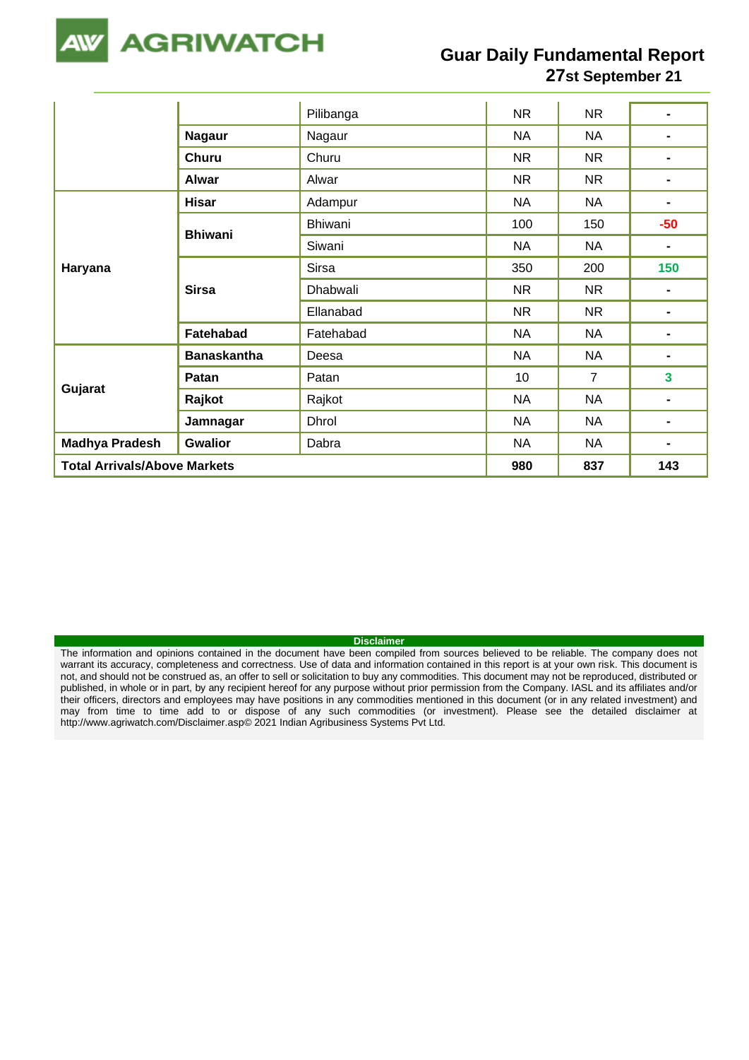| | | | | | |
|---|---|---|---|---|---|
| | | Pilibanga | NR | NR | - |
| | Nagaur | Nagaur | NA | NA | - |
| | Churu | Churu | NR | NR | - |
| | Alwar | Alwar | NR | NR | - |
| Haryana | Hisar | Adampur | NA | NA | - |
| | Bhiwani | Bhiwani | 100 | 150 | -50 |
| | | Siwani | NA | NA | - |
| | Sirsa | Sirsa | 350 | 200 | 150 |
| | | Dhabwali | NR | NR | - |
| | | Ellanabad | NR | NR | - |
| | Fatehabad | Fatehabad | NA | NA | - |
| Gujarat | Banaskantha | Deesa | NA | NA | - |
| | Patan | Patan | 10 | 7 | 3 |
| | Rajkot | Rajkot | NA | NA | - |
| | Jamnagar | Dhrol | NA | NA | - |
| Madhya Pradesh | Gwalior | Dabra | NA | NA | - |
| **Total Arrivals/Above Markets** | | | **980** | **837** | **143** |

**Disclaimer**

The information and opinions contained in the document have been compiled from sources believed to be reliable. The company does not warrant its accuracy, completeness and correctness. Use of data and information contained in this report is at your own risk. This document is not, and should not be construed as, an offer to sell or solicitation to buy any commodities. This document may not be reproduced, distributed or published, in whole or in part, by any recipient hereof for any purpose without prior permission from the Company. IASL and its affiliates and/or their officers, directors and employees may have positions in any commodities mentioned in this document (or in any related investment) and may from time to time add to or dispose of any such commodities (or investment). Please see the detailed disclaimer at http://www.agriwatch.com/Disclaimer.asp© 2021 Indian Agribusiness Systems Pvt Ltd.